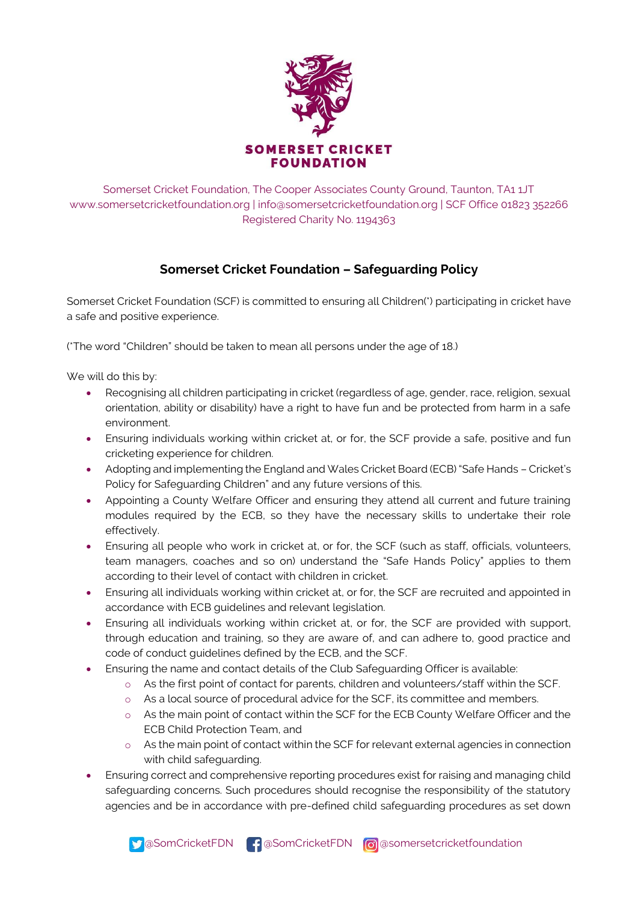SOMERSET CRICKET FOUNDATION

Somerset Cricket Foundation, The Cooper Associates County Ground, Taunton, TA1 1JT
www.somersetcricketfoundation.org | info@somersetcricketfoundation.org | SCF Office 01823 352266
Registered Charity No. 1194363

## Somerset Cricket Foundation – Safeguarding Policy

Somerset Cricket Foundation (SCF) is committed to ensuring all Children(*) participating in cricket have a safe and positive experience.

(*The word "Children" should be taken to mean all persons under the age of 18.)

We will do this by:

- Recognising all children participating in cricket (regardless of age, gender, race, religion, sexual orientation, ability or disability) have a right to have fun and be protected from harm in a safe environment.
- Ensuring individuals working within cricket at, or for, the SCF provide a safe, positive and fun cricketing experience for children.
- Adopting and implementing the England and Wales Cricket Board (ECB) "Safe Hands – Cricket's Policy for Safeguarding Children" and any future versions of this.
- Appointing a County Welfare Officer and ensuring they attend all current and future training modules required by the ECB, so they have the necessary skills to undertake their role effectively.
- Ensuring all people who work in cricket at, or for, the SCF (such as staff, officials, volunteers, team managers, coaches and so on) understand the "Safe Hands Policy" applies to them according to their level of contact with children in cricket.
- Ensuring all individuals working within cricket at, or for, the SCF are recruited and appointed in accordance with ECB guidelines and relevant legislation.
- Ensuring all individuals working within cricket at, or for, the SCF are provided with support, through education and training, so they are aware of, and can adhere to, good practice and code of conduct guidelines defined by the ECB, and the SCF.
- Ensuring the name and contact details of the Club Safeguarding Officer is available:
  - As the first point of contact for parents, children and volunteers/staff within the SCF.
  - As a local source of procedural advice for the SCF, its committee and members.
  - As the main point of contact within the SCF for the ECB County Welfare Officer and the ECB Child Protection Team, and
  - As the main point of contact within the SCF for relevant external agencies in connection with child safeguarding.
- Ensuring correct and comprehensive reporting procedures exist for raising and managing child safeguarding concerns. Such procedures should recognise the responsibility of the statutory agencies and be in accordance with pre-defined child safeguarding procedures as set down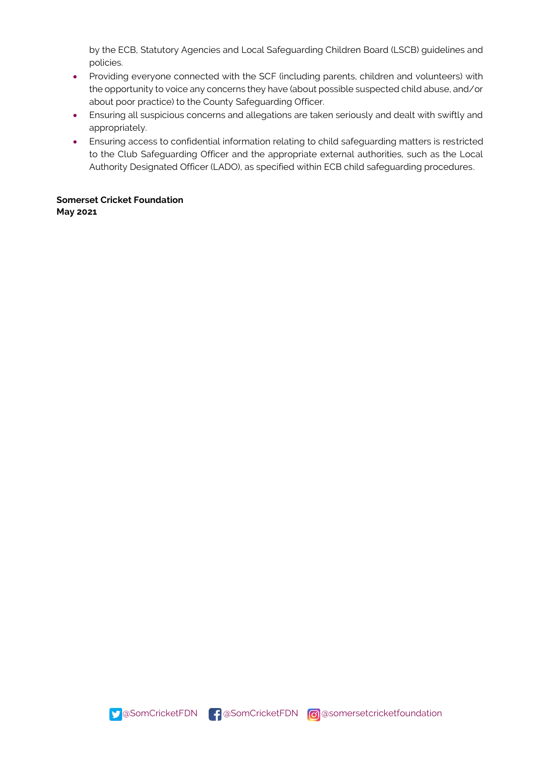by the ECB, Statutory Agencies and Local Safeguarding Children Board (LSCB) guidelines and policies.

- Providing everyone connected with the SCF (including parents, children and volunteers) with the opportunity to voice any concerns they have (about possible suspected child abuse, and/or about poor practice) to the County Safeguarding Officer.
- Ensuring all suspicious concerns and allegations are taken seriously and dealt with swiftly and appropriately.
- Ensuring access to confidential information relating to child safeguarding matters is restricted to the Club Safeguarding Officer and the appropriate external authorities, such as the Local Authority Designated Officer (LADO), as specified within ECB child safeguarding procedures.

**Somerset Cricket Foundation**
**May 2021**